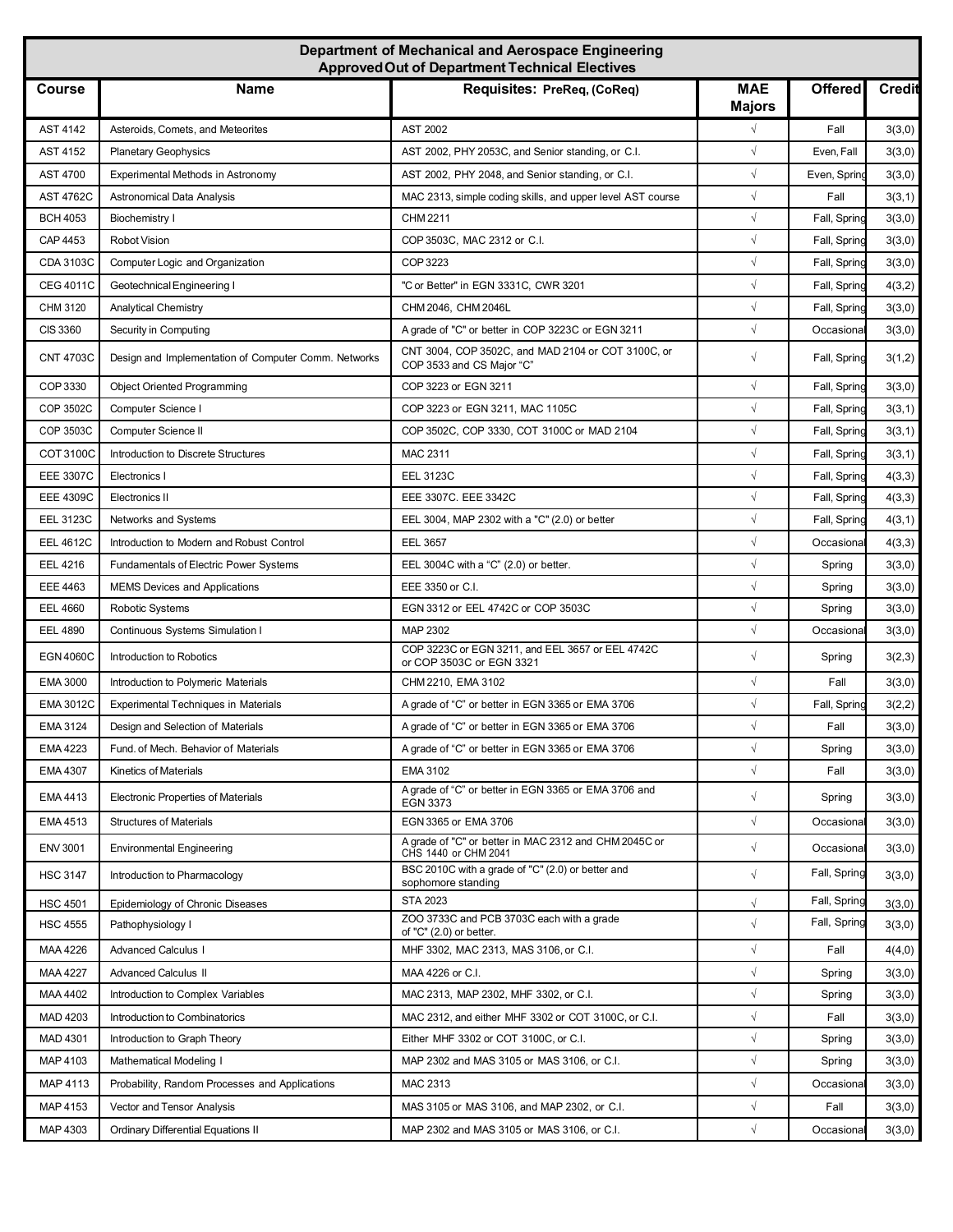## Department of Mechanical and Aerospace Engineering
### Approved Out of Department Technical Electives

| Course | Name | Requisites: PreReq, (CoReq) | MAE Majors | Offered | Credit |
|---|---|---|---|---|---|
| AST 4142 | Asteroids, Comets, and Meteorites | AST 2002 | √ | Fall | 3(3,0) |
| AST 4152 | Planetary Geophysics | AST 2002, PHY 2053C, and Senior standing, or C.I. | √ | Even, Fall | 3(3,0) |
| AST 4700 | Experimental Methods in Astronomy | AST 2002, PHY 2048, and Senior standing, or C.I. | √ | Even, Spring | 3(3,0) |
| AST 4762C | Astronomical Data Analysis | MAC 2313, simple coding skills, and upper level AST course | √ | Fall | 3(3,1) |
| BCH 4053 | Biochemistry I | CHM 2211 | √ | Fall, Spring | 3(3,0) |
| CAP 4453 | Robot Vision | COP 3503C, MAC 2312 or C.I. | √ | Fall, Spring | 3(3,0) |
| CDA 3103C | Computer Logic and Organization | COP 3223 | √ | Fall, Spring | 3(3,0) |
| CEG 4011C | Geotechnical Engineering I | "C or Better" in EGN 3331C, CWR 3201 | √ | Fall, Spring | 4(3,2) |
| CHM 3120 | Analytical Chemistry | CHM 2046, CHM 2046L | √ | Fall, Spring | 3(3,0) |
| CIS 3360 | Security in Computing | A grade of "C" or better in COP 3223C or EGN 3211 | √ | Occasional | 3(3,0) |
| CNT 4703C | Design and Implementation of Computer Comm. Networks | CNT 3004, COP 3502C, and MAD 2104 or COT 3100C, or COP 3533 and CS Major "C" | √ | Fall, Spring | 3(1,2) |
| COP 3330 | Object Oriented Programming | COP 3223 or EGN 3211 | √ | Fall, Spring | 3(3,0) |
| COP 3502C | Computer Science I | COP 3223 or EGN 3211, MAC 1105C | √ | Fall, Spring | 3(3,1) |
| COP 3503C | Computer Science II | COP 3502C, COP 3330, COT 3100C or MAD 2104 | √ | Fall, Spring | 3(3,1) |
| COT 3100C | Introduction to Discrete Structures | MAC 2311 | √ | Fall, Spring | 3(3,1) |
| EEE 3307C | Electronics I | EEL 3123C | √ | Fall, Spring | 4(3,3) |
| EEE 4309C | Electronics II | EEE 3307C. EEE 3342C | √ | Fall, Spring | 4(3,3) |
| EEL 3123C | Networks and Systems | EEL 3004, MAP 2302 with a "C" (2.0) or better | √ | Fall, Spring | 4(3,1) |
| EEL 4612C | Introduction to Modern and Robust Control | EEL 3657 | √ | Occasional | 4(3,3) |
| EEL 4216 | Fundamentals of Electric Power Systems | EEL 3004C with a "C" (2.0) or better. | √ | Spring | 3(3,0) |
| EEE 4463 | MEMS Devices and Applications | EEE 3350 or C.I. | √ | Spring | 3(3,0) |
| EEL 4660 | Robotic Systems | EGN 3312 or EEL 4742C or COP 3503C | √ | Spring | 3(3,0) |
| EEL 4890 | Continuous Systems Simulation I | MAP 2302 | √ | Occasional | 3(3,0) |
| EGN 4060C | Introduction to Robotics | COP 3223C or EGN 3211, and EEL 3657 or EEL 4742C or COP 3503C or EGN 3321 | √ | Spring | 3(2,3) |
| EMA 3000 | Introduction to Polymeric Materials | CHM 2210, EMA 3102 | √ | Fall | 3(3,0) |
| EMA 3012C | Experimental Techniques in Materials | A grade of "C" or better in EGN 3365 or EMA 3706 | √ | Fall, Spring | 3(2,2) |
| EMA 3124 | Design and Selection of Materials | A grade of "C" or better in EGN 3365 or EMA 3706 | √ | Fall | 3(3,0) |
| EMA 4223 | Fund. of Mech. Behavior of Materials | A grade of "C" or better in EGN 3365 or EMA 3706 | √ | Spring | 3(3,0) |
| EMA 4307 | Kinetics of Materials | EMA 3102 | √ | Fall | 3(3,0) |
| EMA 4413 | Electronic Properties of Materials | A grade of "C" or better in EGN 3365 or EMA 3706 and EGN 3373 | √ | Spring | 3(3,0) |
| EMA 4513 | Structures of Materials | EGN 3365 or EMA 3706 | √ | Occasional | 3(3,0) |
| ENV 3001 | Environmental Engineering | A grade of "C" or better in MAC 2312 and CHM 2045C or CHS 1440 or CHM 2041 | √ | Occasional | 3(3,0) |
| HSC 3147 | Introduction to Pharmacology | BSC 2010C with a grade of "C" (2.0) or better and sophomore standing | √ | Fall, Spring | 3(3,0) |
| HSC 4501 | Epidemiology of Chronic Diseases | STA 2023 | √ | Fall, Spring | 3(3,0) |
| HSC 4555 | Pathophysiology I | ZOO 3733C and PCB 3703C each with a grade of "C" (2.0) or better. | √ | Fall, Spring | 3(3,0) |
| MAA 4226 | Advanced Calculus I | MHF 3302, MAC 2313, MAS 3106, or C.I. | √ | Fall | 4(4,0) |
| MAA 4227 | Advanced Calculus II | MAA 4226 or C.I. | √ | Spring | 3(3,0) |
| MAA 4402 | Introduction to Complex Variables | MAC 2313, MAP 2302, MHF 3302, or C.I. | √ | Spring | 3(3,0) |
| MAD 4203 | Introduction to Combinatorics | MAC 2312, and either MHF 3302 or COT 3100C, or C.I. | √ | Fall | 3(3,0) |
| MAD 4301 | Introduction to Graph Theory | Either MHF 3302 or COT 3100C, or C.I. | √ | Spring | 3(3,0) |
| MAP 4103 | Mathematical Modeling I | MAP 2302 and MAS 3105 or MAS 3106, or C.I. | √ | Spring | 3(3,0) |
| MAP 4113 | Probability, Random Processes and Applications | MAC 2313 | √ | Occasional | 3(3,0) |
| MAP 4153 | Vector and Tensor Analysis | MAS 3105 or MAS 3106, and MAP 2302, or C.I. | √ | Fall | 3(3,0) |
| MAP 4303 | Ordinary Differential Equations II | MAP 2302 and MAS 3105 or MAS 3106, or C.I. | √ | Occasional | 3(3,0) |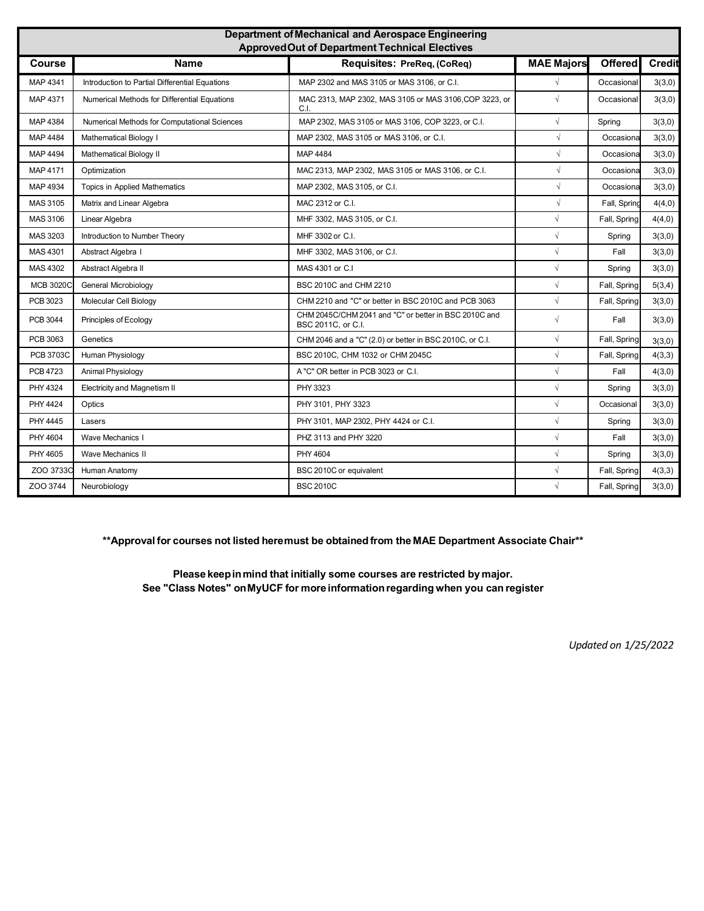**Department of Mechanical and Aerospace Engineering**
**Approved Out of Department Technical Electives**

| Course | Name | Requisites: PreReq, (CoReq) | MAE Majors | Offered | Credit |
|---|---|---|---|---|---|
| MAP 4341 | Introduction to Partial Differential Equations | MAP 2302 and MAS 3105 or MAS 3106, or C.I. | √ | Occasional | 3(3,0) |
| MAP 4371 | Numerical Methods for Differential Equations | MAC 2313, MAP 2302, MAS 3105 or MAS 3106, COP 3223, or C.I. | √ | Occasional | 3(3,0) |
| MAP 4384 | Numerical Methods for Computational Sciences | MAP 2302, MAS 3105 or MAS 3106, COP 3223, or C.I. | √ | Spring | 3(3,0) |
| MAP 4484 | Mathematical Biology I | MAP 2302, MAS 3105 or MAS 3106, or C.I. | √ | Occasional | 3(3,0) |
| MAP 4494 | Mathematical Biology II | MAP 4484 | √ | Occasional | 3(3,0) |
| MAP 4171 | Optimization | MAC 2313, MAP 2302, MAS 3105 or MAS 3106, or C.I. | √ | Occasional | 3(3,0) |
| MAP 4934 | Topics in Applied Mathematics | MAP 2302, MAS 3105, or C.I. | √ | Occasional | 3(3,0) |
| MAS 3105 | Matrix and Linear Algebra | MAC 2312 or C.I. | √ | Fall, Spring | 4(4,0) |
| MAS 3106 | Linear Algebra | MHF 3302, MAS 3105, or C.I. | √ | Fall, Spring | 4(4,0) |
| MAS 3203 | Introduction to Number Theory | MHF 3302 or C.I. | √ | Spring | 3(3,0) |
| MAS 4301 | Abstract Algebra I | MHF 3302, MAS 3106, or C.I. | √ | Fall | 3(3,0) |
| MAS 4302 | Abstract Algebra II | MAS 4301 or C.I | √ | Spring | 3(3,0) |
| MCB 3020C | General Microbiology | BSC 2010C and CHM 2210 | √ | Fall, Spring | 5(3,4) |
| PCB 3023 | Molecular Cell Biology | CHM 2210 and "C" or better in BSC 2010C and PCB 3063 | √ | Fall, Spring | 3(3,0) |
| PCB 3044 | Principles of Ecology | CHM 2045C/CHM 2041 and "C" or better in BSC 2010C and BSC 2011C, or C.I. | √ | Fall | 3(3,0) |
| PCB 3063 | Genetics | CHM 2046 and a "C" (2.0) or better in BSC 2010C, or C.I. | √ | Fall, Spring | 3(3,0) |
| PCB 3703C | Human Physiology | BSC 2010C, CHM 1032 or CHM 2045C | √ | Fall, Spring | 4(3,3) |
| PCB 4723 | Animal Physiology | A "C" OR better in PCB 3023 or C.I. | √ | Fall | 4(3,0) |
| PHY 4324 | Electricity and Magnetism II | PHY 3323 | √ | Spring | 3(3,0) |
| PHY 4424 | Optics | PHY 3101, PHY 3323 | √ | Occasional | 3(3,0) |
| PHY 4445 | Lasers | PHY 3101, MAP 2302, PHY 4424 or C.I. | √ | Spring | 3(3,0) |
| PHY 4604 | Wave Mechanics I | PHZ 3113 and PHY 3220 | √ | Fall | 3(3,0) |
| PHY 4605 | Wave Mechanics II | PHY 4604 | √ | Spring | 3(3,0) |
| ZOO 3733C | Human Anatomy | BSC 2010C or equivalent | √ | Fall, Spring | 4(3,3) |
| ZOO 3744 | Neurobiology | BSC 2010C | √ | Fall, Spring | 3(3,0) |

**\*\*Approval for courses not listed here must be obtained from the MAE Department Associate Chair\*\***

**Please keep in mind that initially some courses are restricted by major.**
**See "Class Notes" on MyUCF for more information regarding when you can register**

*Updated on 1/25/2022*